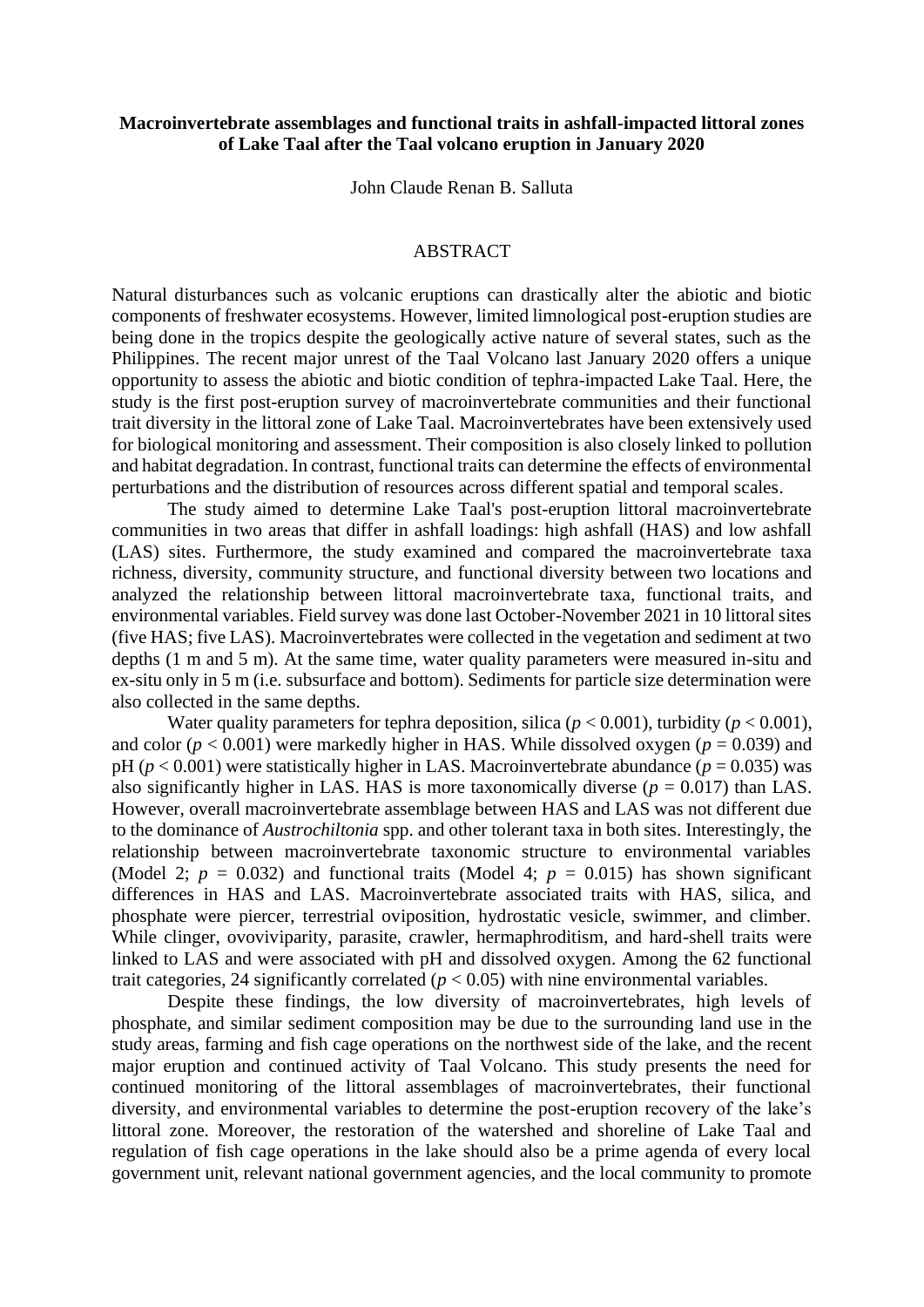**Macroinvertebrate assemblages and functional traits in ashfall-impacted littoral zones of Lake Taal after the Taal volcano eruption in January 2020**

John Claude Renan B. Salluta

## ABSTRACT

Natural disturbances such as volcanic eruptions can drastically alter the abiotic and biotic components of freshwater ecosystems. However, limited limnological post-eruption studies are being done in the tropics despite the geologically active nature of several states, such as the Philippines. The recent major unrest of the Taal Volcano last January 2020 offers a unique opportunity to assess the abiotic and biotic condition of tephra-impacted Lake Taal. Here, the study is the first post-eruption survey of macroinvertebrate communities and their functional trait diversity in the littoral zone of Lake Taal. Macroinvertebrates have been extensively used for biological monitoring and assessment. Their composition is also closely linked to pollution and habitat degradation. In contrast, functional traits can determine the effects of environmental perturbations and the distribution of resources across different spatial and temporal scales.

The study aimed to determine Lake Taal's post-eruption littoral macroinvertebrate communities in two areas that differ in ashfall loadings: high ashfall (HAS) and low ashfall (LAS) sites. Furthermore, the study examined and compared the macroinvertebrate taxa richness, diversity, community structure, and functional diversity between two locations and analyzed the relationship between littoral macroinvertebrate taxa, functional traits, and environmental variables. Field survey was done last October-November 2021 in 10 littoral sites (five HAS; five LAS). Macroinvertebrates were collected in the vegetation and sediment at two depths (1 m and 5 m). At the same time, water quality parameters were measured in-situ and ex-situ only in 5 m (i.e. subsurface and bottom). Sediments for particle size determination were also collected in the same depths.

Water quality parameters for tephra deposition, silica ($p < 0.001$), turbidity ($p < 0.001$), and color ($p < 0.001$) were markedly higher in HAS. While dissolved oxygen ($p = 0.039$) and pH ($p < 0.001$) were statistically higher in LAS. Macroinvertebrate abundance ($p = 0.035$) was also significantly higher in LAS. HAS is more taxonomically diverse ($p = 0.017$) than LAS. However, overall macroinvertebrate assemblage between HAS and LAS was not different due to the dominance of *Austrochiltonia* spp. and other tolerant taxa in both sites. Interestingly, the relationship between macroinvertebrate taxonomic structure to environmental variables (Model 2; $p = 0.032$) and functional traits (Model 4; $p = 0.015$) has shown significant differences in HAS and LAS. Macroinvertebrate associated traits with HAS, silica, and phosphate were piercer, terrestrial oviposition, hydrostatic vesicle, swimmer, and climber. While clinger, ovoviviparity, parasite, crawler, hermaphroditism, and hard-shell traits were linked to LAS and were associated with pH and dissolved oxygen. Among the 62 functional trait categories, 24 significantly correlated ($p < 0.05$) with nine environmental variables.

Despite these findings, the low diversity of macroinvertebrates, high levels of phosphate, and similar sediment composition may be due to the surrounding land use in the study areas, farming and fish cage operations on the northwest side of the lake, and the recent major eruption and continued activity of Taal Volcano. This study presents the need for continued monitoring of the littoral assemblages of macroinvertebrates, their functional diversity, and environmental variables to determine the post-eruption recovery of the lake's littoral zone. Moreover, the restoration of the watershed and shoreline of Lake Taal and regulation of fish cage operations in the lake should also be a prime agenda of every local government unit, relevant national government agencies, and the local community to promote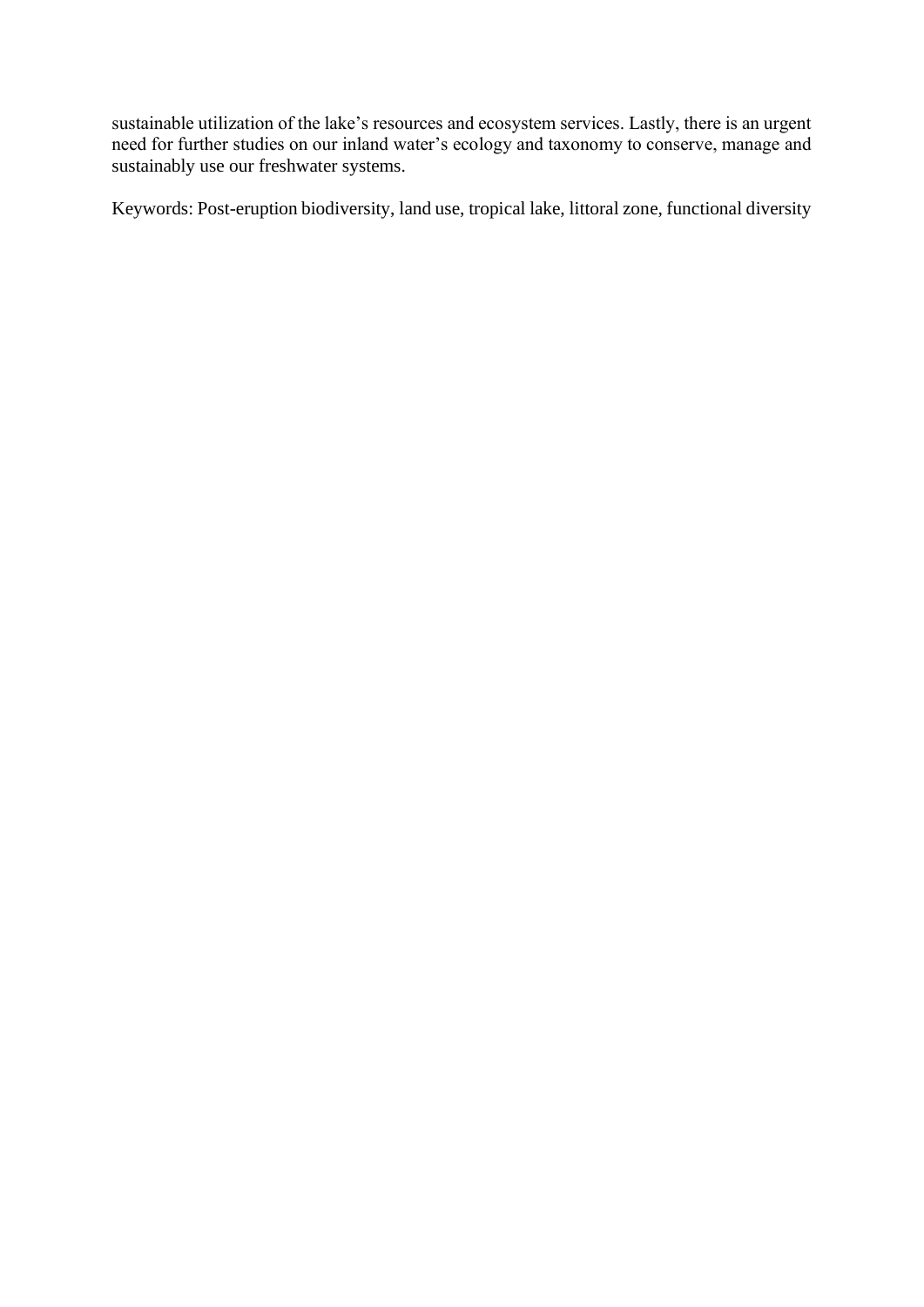sustainable utilization of the lake's resources and ecosystem services. Lastly, there is an urgent need for further studies on our inland water's ecology and taxonomy to conserve, manage and sustainably use our freshwater systems.

Keywords: Post-eruption biodiversity, land use, tropical lake, littoral zone, functional diversity